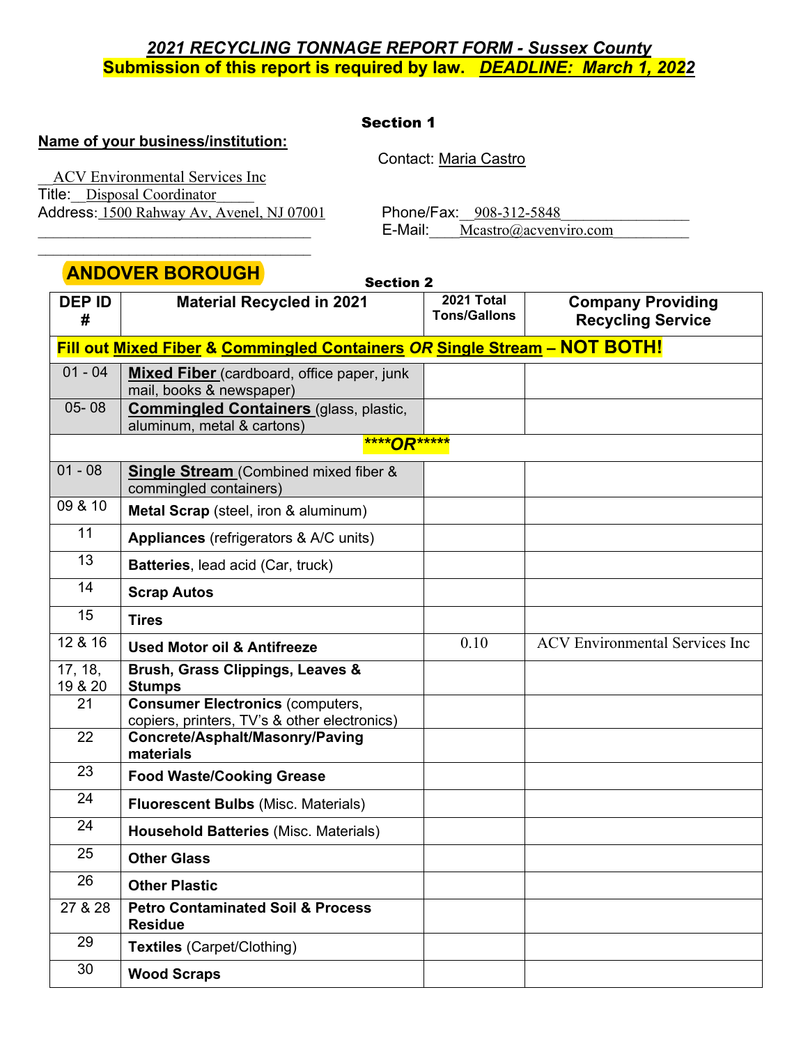# *2021 RECYCLING TONNAGE REPORT FORM - Sussex County*

**Submission of this report is required by law.** ***DEADLINE: March 1, 2022***

### Section 1

**Name of your business/institution:**

ACV Environmental Services Inc

Title: Disposal Coordinator

Address: 1500 Rahway Av, Avenel, NJ 07001

Contact: Maria Castro

Phone/Fax: 908-312-5848

E-Mail: Mcastro@acvenviro.com

## ANDOVER BOROUGH

### Section 2

| DEP ID # | Material Recycled in 2021 | 2021 Total Tons/Gallons | Company Providing Recycling Service |
|---|---|---|---|
| **Fill out Mixed Fiber & Commingled Containers *OR* Single Stream – NOT BOTH!** | | | |
| 01 - 04 | **Mixed Fiber** (cardboard, office paper, junk mail, books & newspaper) | | |
| 05- 08 | **Commingled Containers** (glass, plastic, aluminum, metal & cartons) | | |
| ****OR***** | | | |
| 01 - 08 | **Single Stream** (Combined mixed fiber & commingled containers) | | |
| 09 & 10 | **Metal Scrap** (steel, iron & aluminum) | | |
| 11 | **Appliances** (refrigerators & A/C units) | | |
| 13 | **Batteries**, lead acid (Car, truck) | | |
| 14 | **Scrap Autos** | | |
| 15 | **Tires** | | |
| 12 & 16 | **Used Motor oil & Antifreeze** | 0.10 | ACV Environmental Services Inc |
| 17, 18, 19 & 20 | **Brush, Grass Clippings, Leaves & Stumps** | | |
| 21 | **Consumer Electronics** (computers, copiers, printers, TV's & other electronics) | | |
| 22 | **Concrete/Asphalt/Masonry/Paving materials** | | |
| 23 | **Food Waste/Cooking Grease** | | |
| 24 | **Fluorescent Bulbs** (Misc. Materials) | | |
| 24 | **Household Batteries** (Misc. Materials) | | |
| 25 | **Other Glass** | | |
| 26 | **Other Plastic** | | |
| 27 & 28 | **Petro Contaminated Soil & Process Residue** | | |
| 29 | **Textiles** (Carpet/Clothing) | | |
| 30 | **Wood Scraps** | | |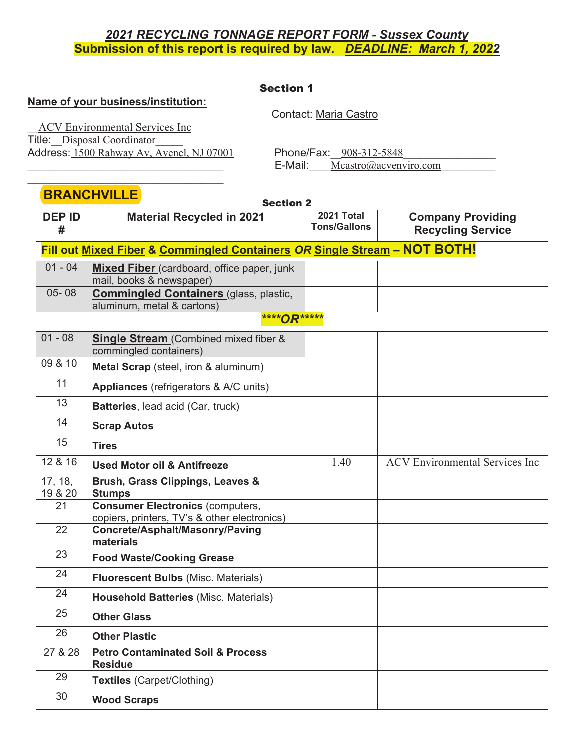## *2021 RECYCLING TONNAGE REPORT FORM - Sussex County*

**Submission of this report is required by law.** ***DEADLINE: March 1, 2022***

### Section 1

**Name of your business/institution:**

ACV Environmental Services Inc

Title: Disposal Coordinator

Address: 1500 Rahway Av, Avenel, NJ 07001

Contact: Maria Castro

Phone/Fax: 908-312-5848

E-Mail: Mcastro@acvenviro.com

**BRANCHVILLE**

### Section 2

| DEP ID # | Material Recycled in 2021 | 2021 Total Tons/Gallons | Company Providing Recycling Service |
|---|---|---|---|
| **Fill out Mixed Fiber & Commingled Containers *OR* Single Stream – NOT BOTH!** | | | |
| 01 - 04 | **Mixed Fiber** (cardboard, office paper, junk mail, books & newspaper) | | |
| 05- 08 | **Commingled Containers** (glass, plastic, aluminum, metal & cartons) | | |
| ***\*\*\*\*OR\*\*\*\*\**** | | | |
| 01 - 08 | **Single Stream** (Combined mixed fiber & commingled containers) | | |
| 09 & 10 | **Metal Scrap** (steel, iron & aluminum) | | |
| 11 | **Appliances** (refrigerators & A/C units) | | |
| 13 | **Batteries**, lead acid (Car, truck) | | |
| 14 | **Scrap Autos** | | |
| 15 | **Tires** | | |
| 12 & 16 | **Used Motor oil & Antifreeze** | 1.40 | ACV Environmental Services Inc |
| 17, 18, 19 & 20 | **Brush, Grass Clippings, Leaves & Stumps** | | |
| 21 | **Consumer Electronics** (computers, copiers, printers, TV's & other electronics) | | |
| 22 | **Concrete/Asphalt/Masonry/Paving materials** | | |
| 23 | **Food Waste/Cooking Grease** | | |
| 24 | **Fluorescent Bulbs** (Misc. Materials) | | |
| 24 | **Household Batteries** (Misc. Materials) | | |
| 25 | **Other Glass** | | |
| 26 | **Other Plastic** | | |
| 27 & 28 | **Petro Contaminated Soil & Process Residue** | | |
| 29 | **Textiles** (Carpet/Clothing) | | |
| 30 | **Wood Scraps** | | |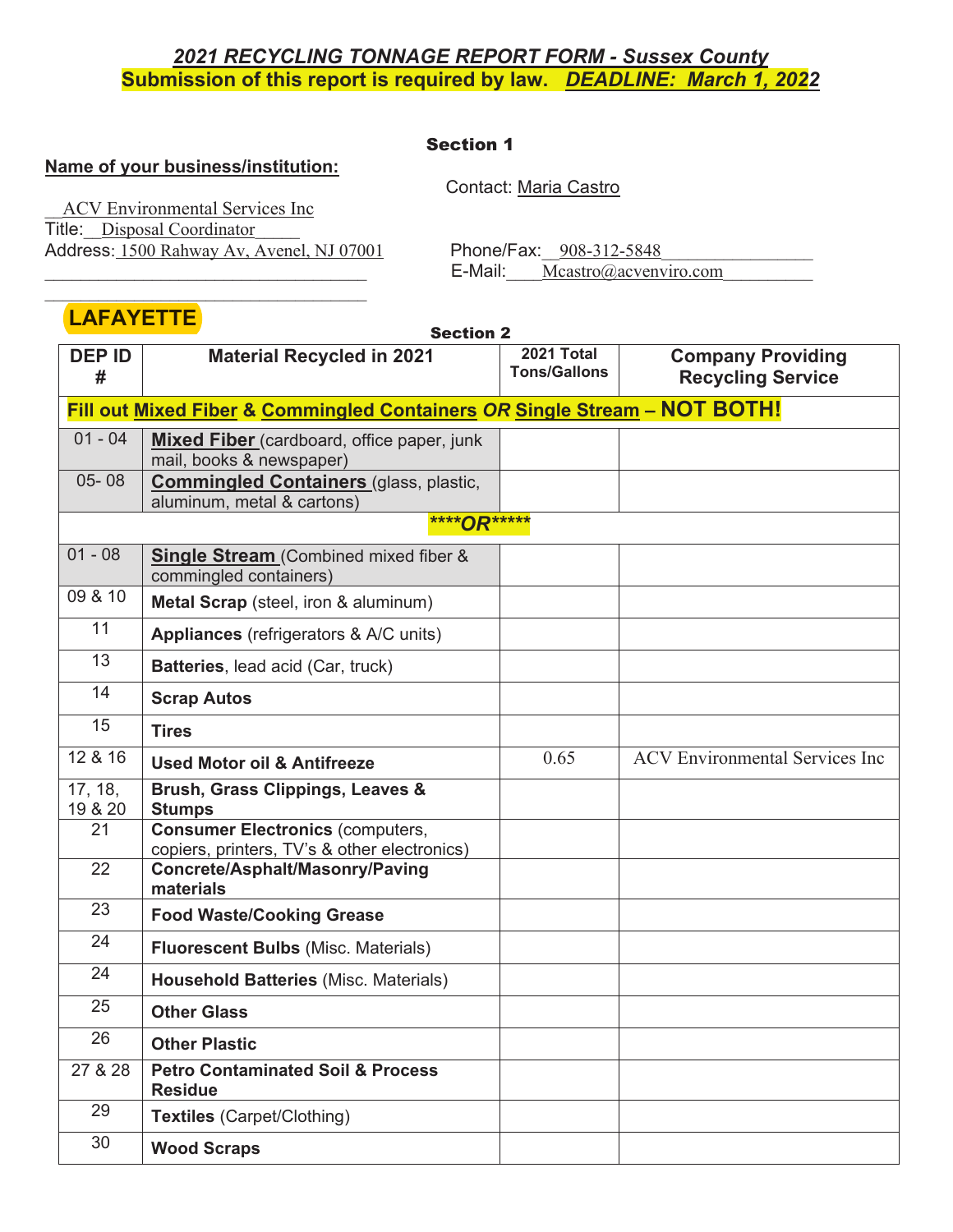## *2021 RECYCLING TONNAGE REPORT FORM - Sussex County*

**Submission of this report is required by law. *DEADLINE: March 1, 2022***

### Section 1

**Name of your business/institution:**

ACV Environmental Services Inc

Title: Disposal Coordinator

Address: 1500 Rahway Av, Avenel, NJ 07001

Contact: Maria Castro

Phone/Fax: 908-312-5848

E-Mail: Mcastro@acvenviro.com

**LAFAYETTE**

### Section 2

| DEP ID # | Material Recycled in 2021 | 2021 Total Tons/Gallons | Company Providing Recycling Service |
|---|---|---|---|
| **Fill out Mixed Fiber & Commingled Containers *OR* Single Stream – NOT BOTH!** | | | |
| 01 - 04 | **Mixed Fiber** (cardboard, office paper, junk mail, books & newspaper) | | |
| 05- 08 | **Commingled Containers** (glass, plastic, aluminum, metal & cartons) | | |
| ***\*\*\*\*OR\*\*\*\*\**** | | | |
| 01 - 08 | **Single Stream** (Combined mixed fiber & commingled containers) | | |
| 09 & 10 | **Metal Scrap** (steel, iron & aluminum) | | |
| 11 | **Appliances** (refrigerators & A/C units) | | |
| 13 | **Batteries**, lead acid (Car, truck) | | |
| 14 | **Scrap Autos** | | |
| 15 | **Tires** | | |
| 12 & 16 | **Used Motor oil & Antifreeze** | 0.65 | ACV Environmental Services Inc |
| 17, 18, 19 & 20 | **Brush, Grass Clippings, Leaves & Stumps** | | |
| 21 | **Consumer Electronics** (computers, copiers, printers, TV's & other electronics) | | |
| 22 | **Concrete/Asphalt/Masonry/Paving materials** | | |
| 23 | **Food Waste/Cooking Grease** | | |
| 24 | **Fluorescent Bulbs** (Misc. Materials) | | |
| 24 | **Household Batteries** (Misc. Materials) | | |
| 25 | **Other Glass** | | |
| 26 | **Other Plastic** | | |
| 27 & 28 | **Petro Contaminated Soil & Process Residue** | | |
| 29 | **Textiles** (Carpet/Clothing) | | |
| 30 | **Wood Scraps** | | |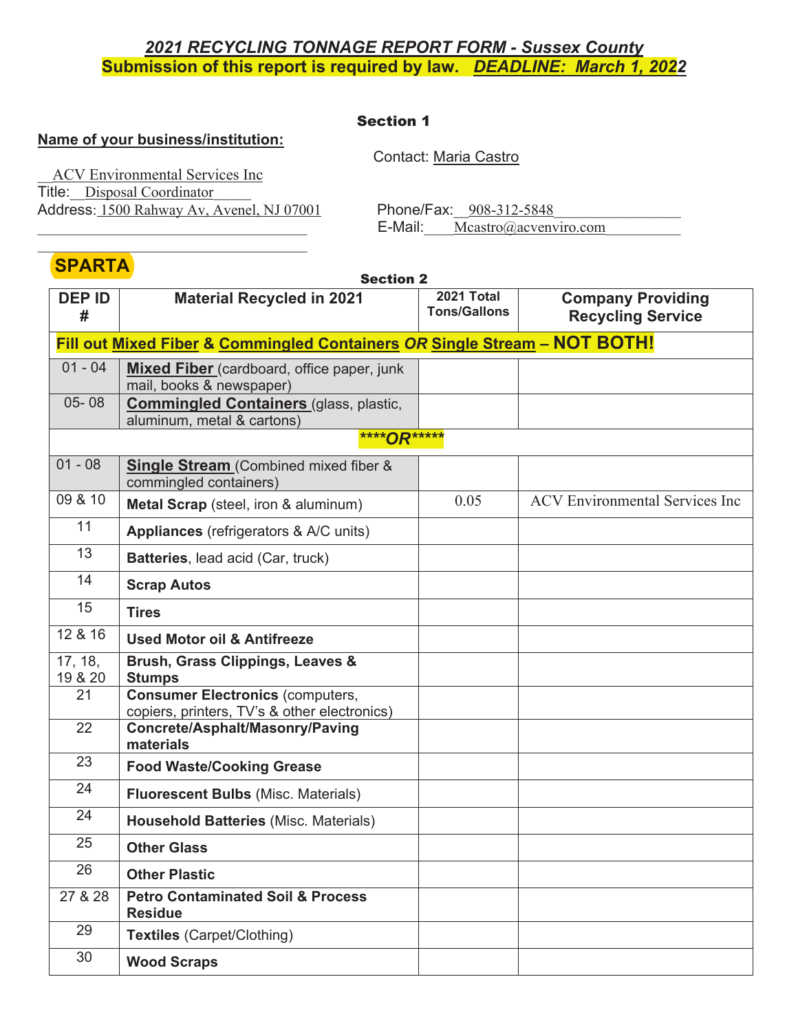## *2021 RECYCLING TONNAGE REPORT FORM - Sussex County*

**Submission of this report is required by law. *DEADLINE: March 1, 2022***

### Section 1

**Name of your business/institution:**

ACV Environmental Services Inc

Title: Disposal Coordinator

Address: 1500 Rahway Av, Avenel, NJ 07001

Contact: Maria Castro

Phone/Fax: 908-312-5848

E-Mail: Mcastro@acvenviro.com

**SPARTA**

### Section 2

| DEP ID # | Material Recycled in 2021 | 2021 Total Tons/Gallons | Company Providing Recycling Service |
|---|---|---|---|
| **Fill out Mixed Fiber & Commingled Containers *OR* Single Stream – NOT BOTH!** | | | |
| 01 - 04 | **Mixed Fiber** (cardboard, office paper, junk mail, books & newspaper) | | |
| 05- 08 | **Commingled Containers** (glass, plastic, aluminum, metal & cartons) | | |
| | ****OR***** | | |
| 01 - 08 | **Single Stream** (Combined mixed fiber & commingled containers) | | |
| 09 & 10 | **Metal Scrap** (steel, iron & aluminum) | 0.05 | ACV Environmental Services Inc |
| 11 | **Appliances** (refrigerators & A/C units) | | |
| 13 | **Batteries**, lead acid (Car, truck) | | |
| 14 | **Scrap Autos** | | |
| 15 | **Tires** | | |
| 12 & 16 | **Used Motor oil & Antifreeze** | | |
| 17, 18, 19 & 20 | **Brush, Grass Clippings, Leaves & Stumps** | | |
| 21 | **Consumer Electronics** (computers, copiers, printers, TV's & other electronics) | | |
| 22 | **Concrete/Asphalt/Masonry/Paving materials** | | |
| 23 | **Food Waste/Cooking Grease** | | |
| 24 | **Fluorescent Bulbs** (Misc. Materials) | | |
| 24 | **Household Batteries** (Misc. Materials) | | |
| 25 | **Other Glass** | | |
| 26 | **Other Plastic** | | |
| 27 & 28 | **Petro Contaminated Soil & Process Residue** | | |
| 29 | **Textiles** (Carpet/Clothing) | | |
| 30 | **Wood Scraps** | | |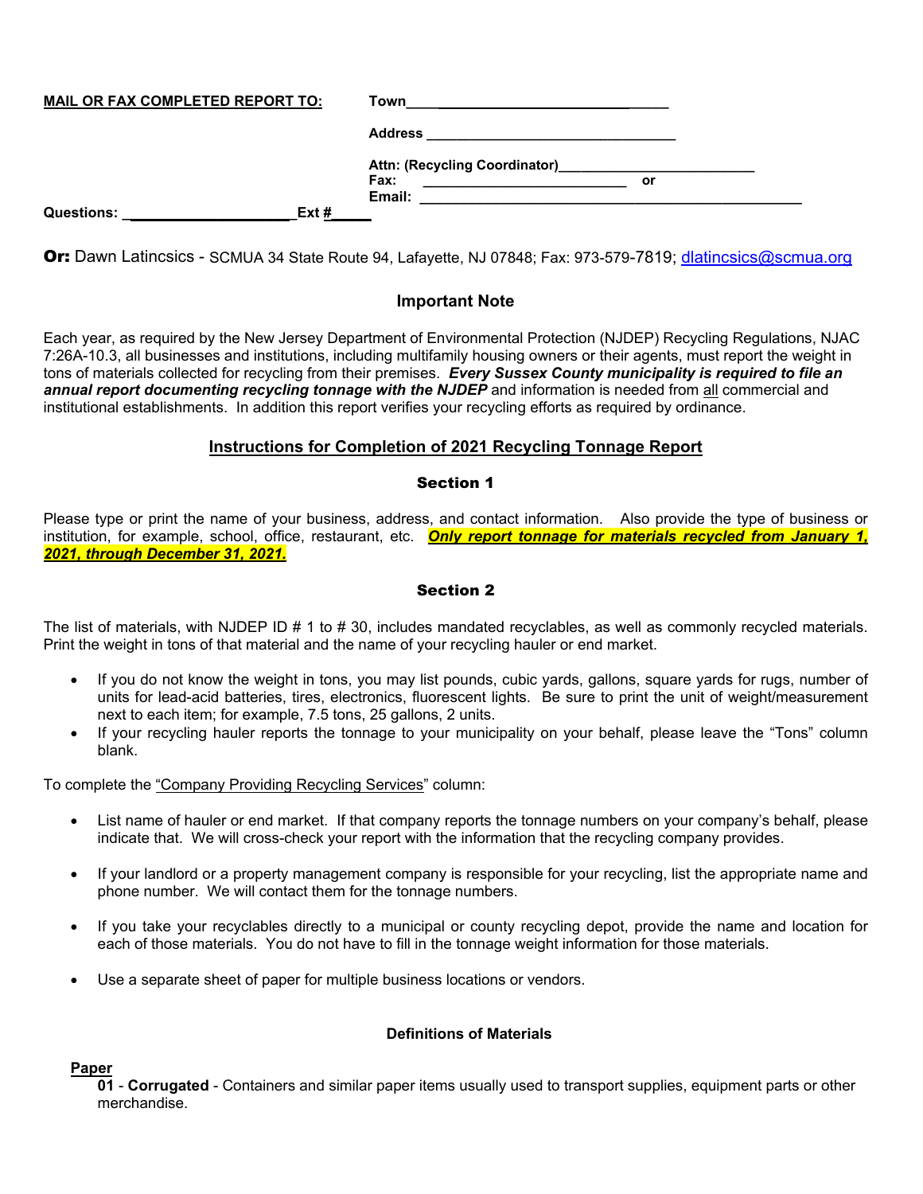**MAIL OR FAX COMPLETED REPORT TO:** **Town**________________________________

**Address** ________________________________

**Attn: (Recycling Coordinator)**________________________

**Fax:** ____________________________ **or**

**Email:** ________________________________________________

**Questions:** ______________________Ext #_____

**Or:** Dawn Latincsics - SCMUA 34 State Route 94, Lafayette, NJ 07848; Fax: 973-579-7819; dlatincsics@scmua.org

### Important Note

Each year, as required by the New Jersey Department of Environmental Protection (NJDEP) Recycling Regulations, NJAC 7:26A-10.3, all businesses and institutions, including multifamily housing owners or their agents, must report the weight in tons of materials collected for recycling from their premises. ***Every Sussex County municipality is required to file an annual report documenting recycling tonnage with the NJDEP*** and information is needed from all commercial and institutional establishments. In addition this report verifies your recycling efforts as required by ordinance.

## Instructions for Completion of 2021 Recycling Tonnage Report

### Section 1

Please type or print the name of your business, address, and contact information. Also provide the type of business or institution, for example, school, office, restaurant, etc. ***Only report tonnage for materials recycled from January 1, 2021, through December 31, 2021.***

### Section 2

The list of materials, with NJDEP ID # 1 to # 30, includes mandated recyclables, as well as commonly recycled materials. Print the weight in tons of that material and the name of your recycling hauler or end market.

- If you do not know the weight in tons, you may list pounds, cubic yards, gallons, square yards for rugs, number of units for lead-acid batteries, tires, electronics, fluorescent lights. Be sure to print the unit of weight/measurement next to each item; for example, 7.5 tons, 25 gallons, 2 units.
- If your recycling hauler reports the tonnage to your municipality on your behalf, please leave the "Tons" column blank.

To complete the "Company Providing Recycling Services" column:

- List name of hauler or end market. If that company reports the tonnage numbers on your company's behalf, please indicate that. We will cross-check your report with the information that the recycling company provides.
- If your landlord or a property management company is responsible for your recycling, list the appropriate name and phone number. We will contact them for the tonnage numbers.
- If you take your recyclables directly to a municipal or county recycling depot, provide the name and location for each of those materials. You do not have to fill in the tonnage weight information for those materials.
- Use a separate sheet of paper for multiple business locations or vendors.

### Definitions of Materials

**Paper**

**01** - **Corrugated** - Containers and similar paper items usually used to transport supplies, equipment parts or other merchandise.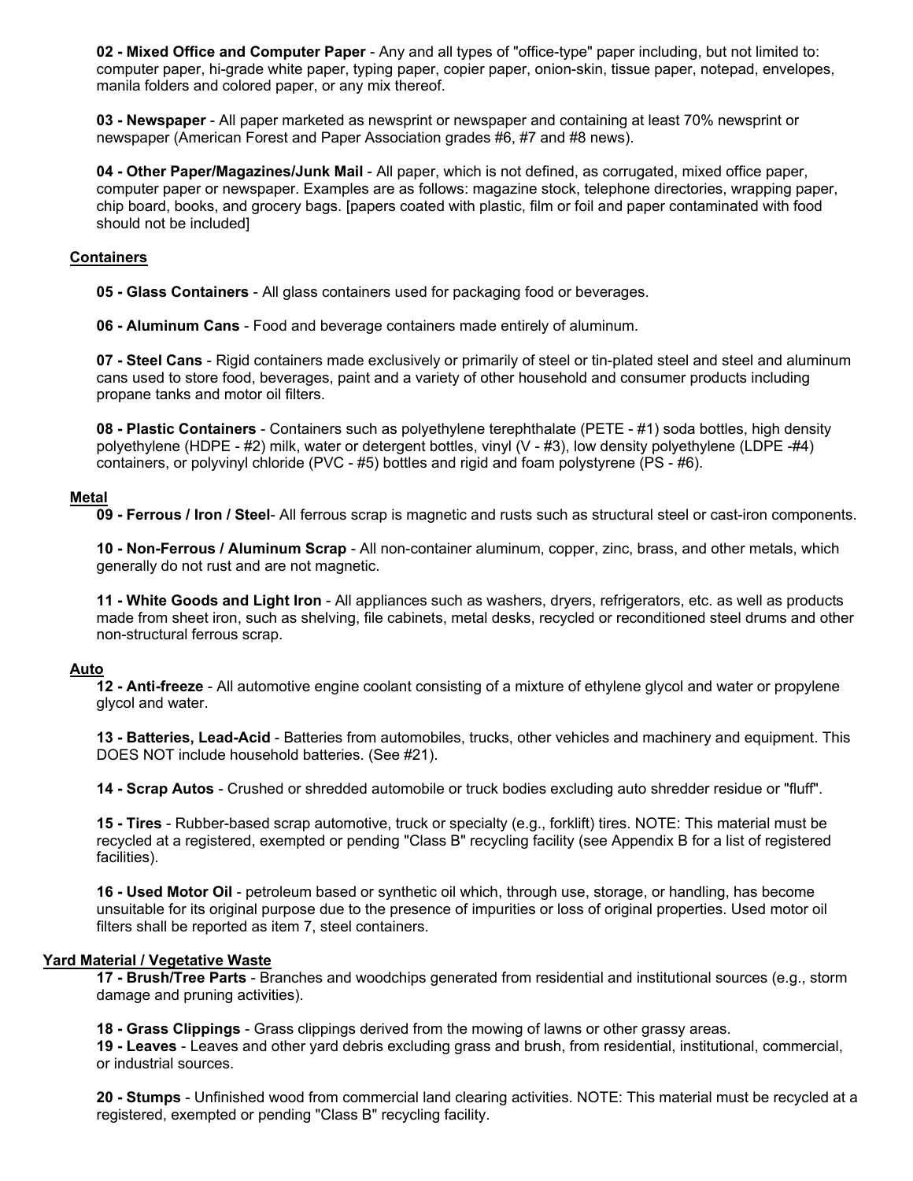**02 - Mixed Office and Computer Paper** - Any and all types of "office-type" paper including, but not limited to: computer paper, hi-grade white paper, typing paper, copier paper, onion-skin, tissue paper, notepad, envelopes, manila folders and colored paper, or any mix thereof.

**03 - Newspaper** - All paper marketed as newsprint or newspaper and containing at least 70% newsprint or newspaper (American Forest and Paper Association grades #6, #7 and #8 news).

**04 - Other Paper/Magazines/Junk Mail** - All paper, which is not defined, as corrugated, mixed office paper, computer paper or newspaper. Examples are as follows: magazine stock, telephone directories, wrapping paper, chip board, books, and grocery bags. [papers coated with plastic, film or foil and paper contaminated with food should not be included]

<u>**Containers**</u>

**05 - Glass Containers** - All glass containers used for packaging food or beverages.

**06 - Aluminum Cans** - Food and beverage containers made entirely of aluminum.

**07 - Steel Cans** - Rigid containers made exclusively or primarily of steel or tin-plated steel and steel and aluminum cans used to store food, beverages, paint and a variety of other household and consumer products including propane tanks and motor oil filters.

**08 - Plastic Containers** - Containers such as polyethylene terephthalate (PETE - #1) soda bottles, high density polyethylene (HDPE - #2) milk, water or detergent bottles, vinyl (V - #3), low density polyethylene (LDPE -#4) containers, or polyvinyl chloride (PVC - #5) bottles and rigid and foam polystyrene (PS - #6).

<u>**Metal**</u>

**09 - Ferrous / Iron / Steel**- All ferrous scrap is magnetic and rusts such as structural steel or cast-iron components.

**10 - Non-Ferrous / Aluminum Scrap** - All non-container aluminum, copper, zinc, brass, and other metals, which generally do not rust and are not magnetic.

**11 - White Goods and Light Iron** - All appliances such as washers, dryers, refrigerators, etc. as well as products made from sheet iron, such as shelving, file cabinets, metal desks, recycled or reconditioned steel drums and other non-structural ferrous scrap.

<u>**Auto**</u>

**12 - Anti-freeze** - All automotive engine coolant consisting of a mixture of ethylene glycol and water or propylene glycol and water.

**13 - Batteries, Lead-Acid** - Batteries from automobiles, trucks, other vehicles and machinery and equipment. This DOES NOT include household batteries. (See #21).

**14 - Scrap Autos** - Crushed or shredded automobile or truck bodies excluding auto shredder residue or "fluff".

**15 - Tires** - Rubber-based scrap automotive, truck or specialty (e.g., forklift) tires. NOTE: This material must be recycled at a registered, exempted or pending "Class B" recycling facility (see Appendix B for a list of registered facilities).

**16 - Used Motor Oil** - petroleum based or synthetic oil which, through use, storage, or handling, has become unsuitable for its original purpose due to the presence of impurities or loss of original properties. Used motor oil filters shall be reported as item 7, steel containers.

<u>**Yard Material / Vegetative Waste**</u>

**17 - Brush/Tree Parts** - Branches and woodchips generated from residential and institutional sources (e.g., storm damage and pruning activities).

**18 - Grass Clippings** - Grass clippings derived from the mowing of lawns or other grassy areas.

**19 - Leaves** - Leaves and other yard debris excluding grass and brush, from residential, institutional, commercial, or industrial sources.

**20 - Stumps** - Unfinished wood from commercial land clearing activities. NOTE: This material must be recycled at a registered, exempted or pending "Class B" recycling facility.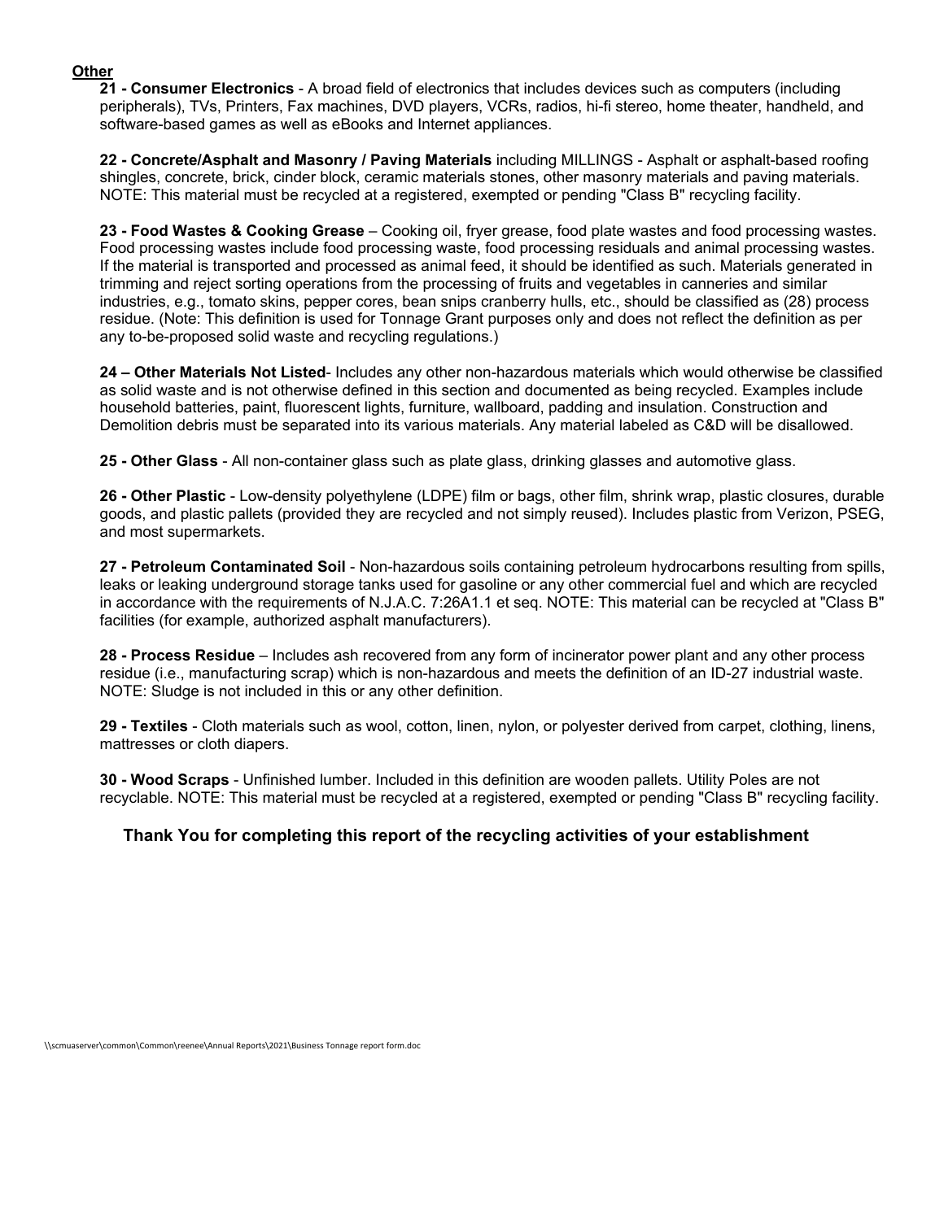**Other**

**21 - Consumer Electronics** - A broad field of electronics that includes devices such as computers (including peripherals), TVs, Printers, Fax machines, DVD players, VCRs, radios, hi-fi stereo, home theater, handheld, and software-based games as well as eBooks and Internet appliances.

**22 - Concrete/Asphalt and Masonry / Paving Materials** including MILLINGS - Asphalt or asphalt-based roofing shingles, concrete, brick, cinder block, ceramic materials stones, other masonry materials and paving materials. NOTE: This material must be recycled at a registered, exempted or pending "Class B" recycling facility.

**23 - Food Wastes & Cooking Grease** – Cooking oil, fryer grease, food plate wastes and food processing wastes. Food processing wastes include food processing waste, food processing residuals and animal processing wastes. If the material is transported and processed as animal feed, it should be identified as such. Materials generated in trimming and reject sorting operations from the processing of fruits and vegetables in canneries and similar industries, e.g., tomato skins, pepper cores, bean snips cranberry hulls, etc., should be classified as (28) process residue. (Note: This definition is used for Tonnage Grant purposes only and does not reflect the definition as per any to-be-proposed solid waste and recycling regulations.)

**24 – Other Materials Not Listed**- Includes any other non-hazardous materials which would otherwise be classified as solid waste and is not otherwise defined in this section and documented as being recycled. Examples include household batteries, paint, fluorescent lights, furniture, wallboard, padding and insulation. Construction and Demolition debris must be separated into its various materials. Any material labeled as C&D will be disallowed.

**25 - Other Glass** - All non-container glass such as plate glass, drinking glasses and automotive glass.

**26 - Other Plastic** - Low-density polyethylene (LDPE) film or bags, other film, shrink wrap, plastic closures, durable goods, and plastic pallets (provided they are recycled and not simply reused). Includes plastic from Verizon, PSEG, and most supermarkets.

**27 - Petroleum Contaminated Soil** - Non-hazardous soils containing petroleum hydrocarbons resulting from spills, leaks or leaking underground storage tanks used for gasoline or any other commercial fuel and which are recycled in accordance with the requirements of N.J.A.C. 7:26A1.1 et seq. NOTE: This material can be recycled at "Class B" facilities (for example, authorized asphalt manufacturers).

**28 - Process Residue** – Includes ash recovered from any form of incinerator power plant and any other process residue (i.e., manufacturing scrap) which is non-hazardous and meets the definition of an ID-27 industrial waste. NOTE: Sludge is not included in this or any other definition.

**29 - Textiles** - Cloth materials such as wool, cotton, linen, nylon, or polyester derived from carpet, clothing, linens, mattresses or cloth diapers.

**30 - Wood Scraps** - Unfinished lumber. Included in this definition are wooden pallets. Utility Poles are not recyclable. NOTE: This material must be recycled at a registered, exempted or pending "Class B" recycling facility.

**Thank You for completing this report of the recycling activities of your establishment**

\\scmuaserver\common\Common\reenee\Annual Reports\2021\Business Tonnage report form.doc